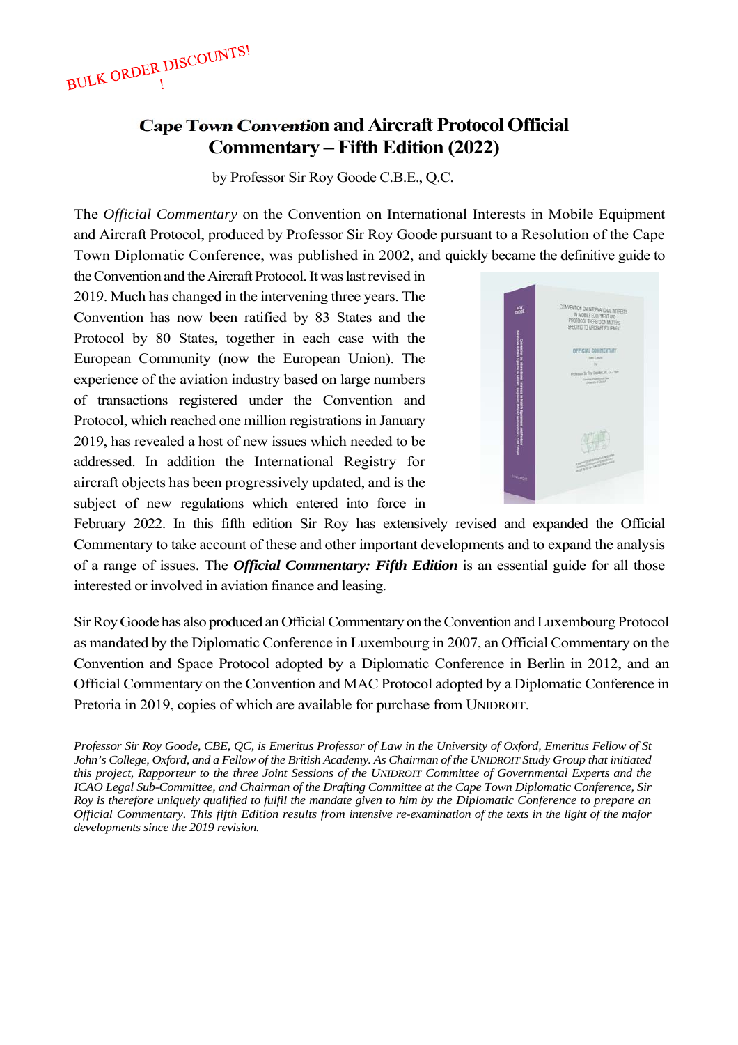BULK ORDER DISCOUNTS!

# Cape Town Convention and Aircraft Protocol Official Commentary – Fifth Edition (2022)

by Professor Sir Roy Goode C.B.E., Q.C.

The *Official Commentary* on the Convention on International Interests in Mobile Equipment and Aircraft Protocol, produced by Professor Sir Roy Goode pursuant to a Resolution of the Cape Town Diplomatic Conference, was published in 2002, and quickly became the definitive guide to the Convention and the Aircraft Protocol. It was last revised in 2019. Much has changed in the intervening three years. The Convention has now been ratified by 83 States and the Protocol by 80 States, together in each case with the European Community (now the European Union). The experience of the aviation industry based on large numbers of transactions registered under the Convention and Protocol, which reached one million registrations in January 2019, has revealed a host of new issues which needed to be addressed. In addition the International Registry for aircraft objects has been progressively updated, and is the subject of new regulations which entered into force in February 2022. In this fifth edition Sir Roy has extensively revised and expanded the Official Commentary to take account of these and other important developments and to expand the analysis of a range of issues. The ***Official Commentary: Fifth Edition*** is an essential guide for all those interested or involved in aviation finance and leasing.

Sir Roy Goode has also produced an Official Commentary on the Convention and Luxembourg Protocol as mandated by the Diplomatic Conference in Luxembourg in 2007, an Official Commentary on the Convention and Space Protocol adopted by a Diplomatic Conference in Berlin in 2012, and an Official Commentary on the Convention and MAC Protocol adopted by a Diplomatic Conference in Pretoria in 2019, copies of which are available for purchase from UNIDROIT.

*Professor Sir Roy Goode, CBE, QC, is Emeritus Professor of Law in the University of Oxford, Emeritus Fellow of St John's College, Oxford, and a Fellow of the British Academy. As Chairman of the UNIDROIT Study Group that initiated this project, Rapporteur to the three Joint Sessions of the UNIDROIT Committee of Governmental Experts and the ICAO Legal Sub-Committee, and Chairman of the Drafting Committee at the Cape Town Diplomatic Conference, Sir Roy is therefore uniquely qualified to fulfil the mandate given to him by the Diplomatic Conference to prepare an Official Commentary. This fifth Edition results from intensive re-examination of the texts in the light of the major developments since the 2019 revision.*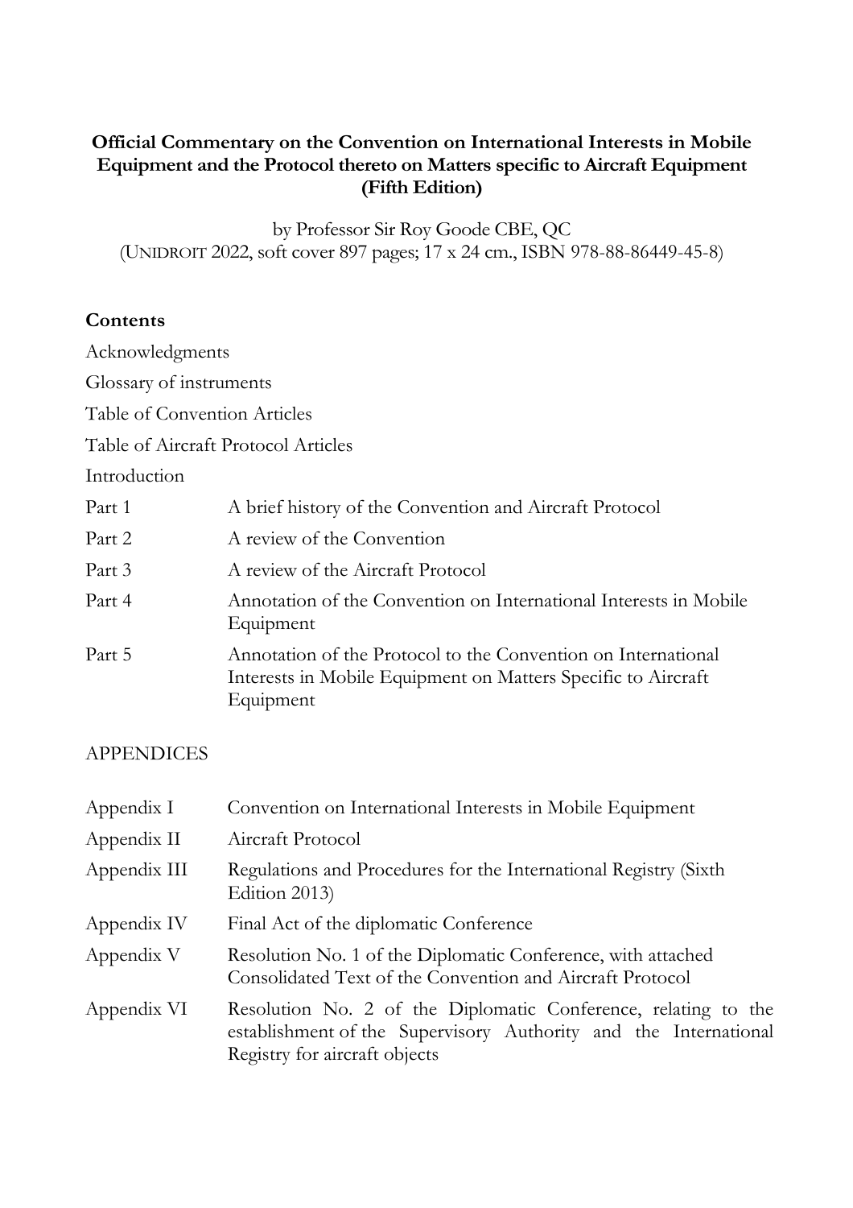**Official Commentary on the Convention on International Interests in Mobile Equipment and the Protocol thereto on Matters specific to Aircraft Equipment (Fifth Edition)**

by Professor Sir Roy Goode CBE, QC
(UNIDROIT 2022, soft cover 897 pages; 17 x 24 cm., ISBN 978-88-86449-45-8)

## Contents

Acknowledgments

Glossary of instruments

Table of Convention Articles

Table of Aircraft Protocol Articles

Introduction

| | |
|---|---|
| Part 1 | A brief history of the Convention and Aircraft Protocol |
| Part 2 | A review of the Convention |
| Part 3 | A review of the Aircraft Protocol |
| Part 4 | Annotation of the Convention on International Interests in Mobile Equipment |
| Part 5 | Annotation of the Protocol to the Convention on International Interests in Mobile Equipment on Matters Specific to Aircraft Equipment |

APPENDICES

| | |
|---|---|
| Appendix I | Convention on International Interests in Mobile Equipment |
| Appendix II | Aircraft Protocol |
| Appendix III | Regulations and Procedures for the International Registry (Sixth Edition 2013) |
| Appendix IV | Final Act of the diplomatic Conference |
| Appendix V | Resolution No. 1 of the Diplomatic Conference, with attached Consolidated Text of the Convention and Aircraft Protocol |
| Appendix VI | Resolution No. 2 of the Diplomatic Conference, relating to the establishment of the Supervisory Authority and the International Registry for aircraft objects |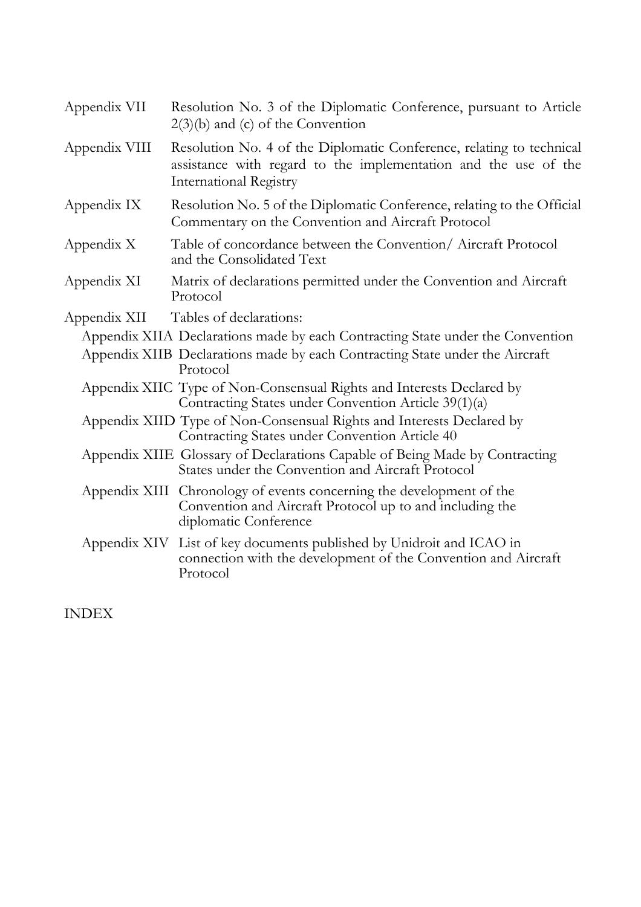| | |
|---|---|
| Appendix VII | Resolution No. 3 of the Diplomatic Conference, pursuant to Article 2(3)(b) and (c) of the Convention |
| Appendix VIII | Resolution No. 4 of the Diplomatic Conference, relating to technical assistance with regard to the implementation and the use of the International Registry |
| Appendix IX | Resolution No. 5 of the Diplomatic Conference, relating to the Official Commentary on the Convention and Aircraft Protocol |
| Appendix X | Table of concordance between the Convention/ Aircraft Protocol and the Consolidated Text |
| Appendix XI | Matrix of declarations permitted under the Convention and Aircraft Protocol |
| Appendix XII | Tables of declarations: |
| Appendix XIIA | Declarations made by each Contracting State under the Convention |
| Appendix XIIB | Declarations made by each Contracting State under the Aircraft Protocol |
| Appendix XIIC | Type of Non-Consensual Rights and Interests Declared by Contracting States under Convention Article 39(1)(a) |
| Appendix XIID | Type of Non-Consensual Rights and Interests Declared by Contracting States under Convention Article 40 |
| Appendix XIIE | Glossary of Declarations Capable of Being Made by Contracting States under the Convention and Aircraft Protocol |
| Appendix XIII | Chronology of events concerning the development of the Convention and Aircraft Protocol up to and including the diplomatic Conference |
| Appendix XIV | List of key documents published by Unidroit and ICAO in connection with the development of the Convention and Aircraft Protocol |

INDEX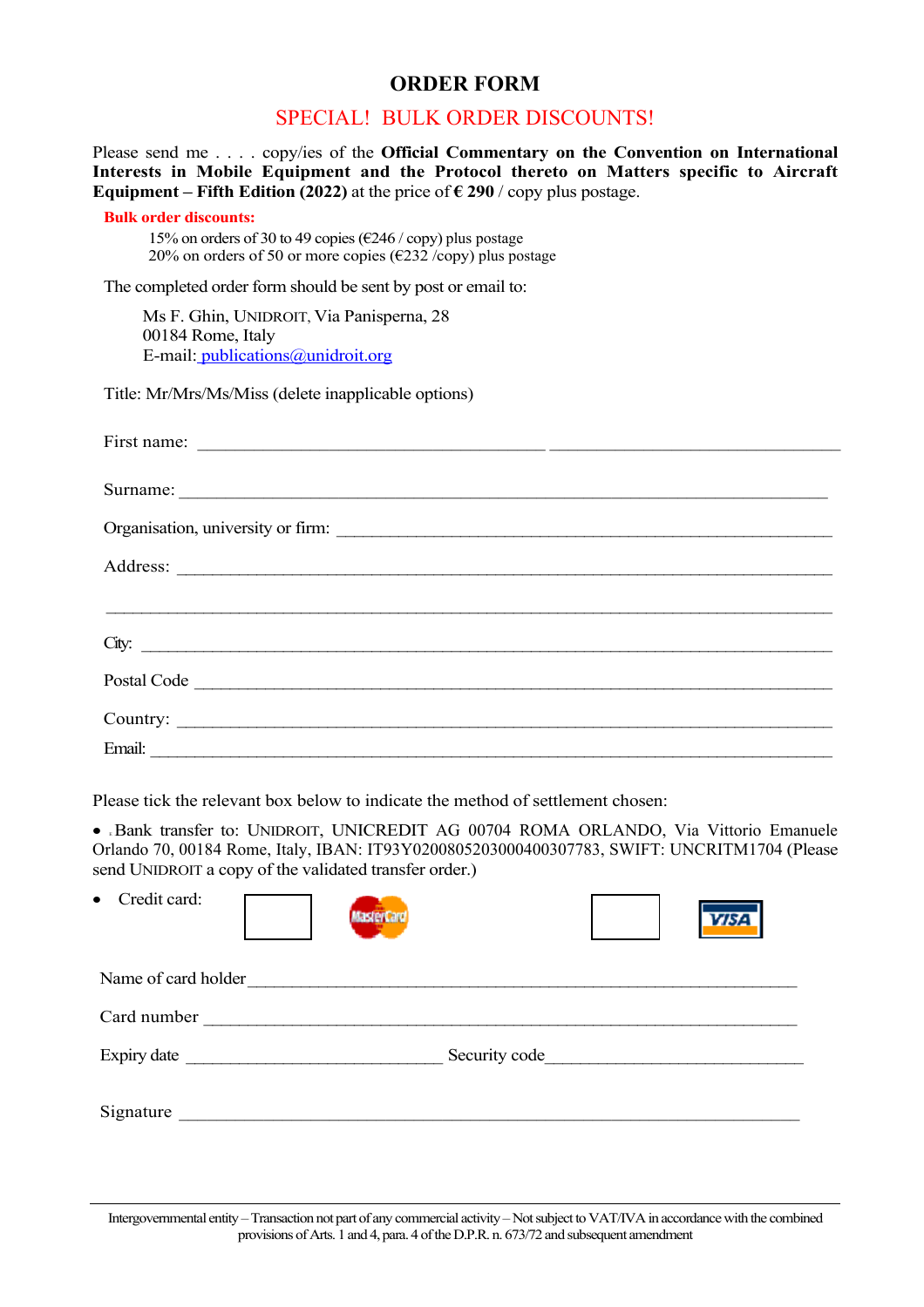# ORDER FORM

## SPECIAL! BULK ORDER DISCOUNTS!

Please send me . . . . copy/ies of the **Official Commentary on the Convention on International Interests in Mobile Equipment and the Protocol thereto on Matters specific to Aircraft Equipment – Fifth Edition (2022)** at the price of **€ 290** / copy plus postage.

**Bulk order discounts:**

15% on orders of 30 to 49 copies (€246 / copy) plus postage
20% on orders of 50 or more copies (€232 /copy) plus postage

The completed order form should be sent by post or email to:

Ms F. Ghin, UNIDROIT, Via Panisperna, 28
00184 Rome, Italy
E-mail: publications@unidroit.org

Title: Mr/Mrs/Ms/Miss (delete inapplicable options)

First name: ______________________________________ ________________________________

Surname: _______________________________________________________________________

Organisation, university or firm: _______________________________________________________

Address: ________________________________________________________________________

_______________________________________________________________________________

City: ___________________________________________________________________________

Postal Code _____________________________________________________________________

Country: ________________________________________________________________________

Email: __________________________________________________________________________

Please tick the relevant box below to indicate the method of settlement chosen:

- Bank transfer to: UNIDROIT, UNICREDIT AG 00704 ROMA ORLANDO, Via Vittorio Emanuele Orlando 70, 00184 Rome, Italy, IBAN: IT93Y0200805203000400307783, SWIFT: UNCRITM1704 (Please send UNIDROIT a copy of the validated transfer order.)
- Credit card: ☐ MasterCard ☐ VISA

Name of card holder_____________________________________________________________

Card number ____________________________________________________________________

Expiry date ____________________________ Security code____________________________

Signature _______________________________________________________________________

Intergovernmental entity – Transaction not part of any commercial activity – Not subject to VAT/IVA in accordance with the combined provisions of Arts. 1 and 4, para. 4 of the D.P.R. n. 673/72 and subsequent amendment